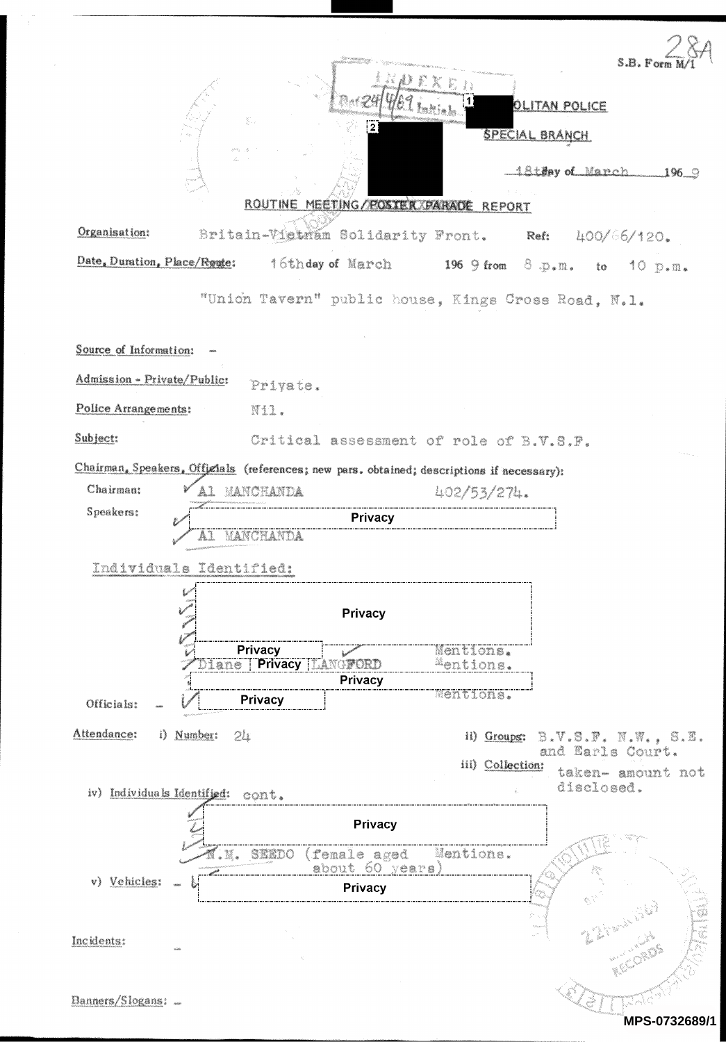28A

S.B. Form M/1

INDEXED
Ref 24/4/69 Initials

[1] [redacted] OLITAN POLICE

[2] [redacted] SPECIAL BRANCH

18th day of March 1969

## ROUTINE MEETING/~~POSTER PARADE~~ REPORT

**Organisation:** Britain-Vietnam Solidarity Front. **Ref:** 400/66/120.

**Date, Duration, Place/Route:** 16th day of March 1969 from 8 p.m. to 10 p.m.

"Union Tavern" public house, Kings Cross Road, N.1.

**Source of Information:** –

**Admission - Private/Public:** Private.

**Police Arrangements:** Nil.

**Subject:** Critical assessment of role of B.V.S.F.

**Chairman, Speakers, Officials** (references; new pars. obtained; descriptions if necessary):

Chairman: Al MANCHANDA 402/53/274.

Speakers:
- Privacy
- Al MANCHANDA

Individuals Identified:
- Privacy
- Privacy — Mentions.
- Diane Privacy LANGFORD — Mentions.
- Privacy

Officials: – Privacy — Mentions.

**Attendance:** i) Number: 24

ii) Groups: B.V.S.F. N.W., S.E. and Earls Court.

iii) Collection: taken- amount not disclosed.

iv) Individuals Identified: cont.
- Privacy
- N.M. SEEDO (female aged about 60 years) — Mentions.

v) Vehicles: – Privacy

**Incidents:** –

**Banners/Slogans:** –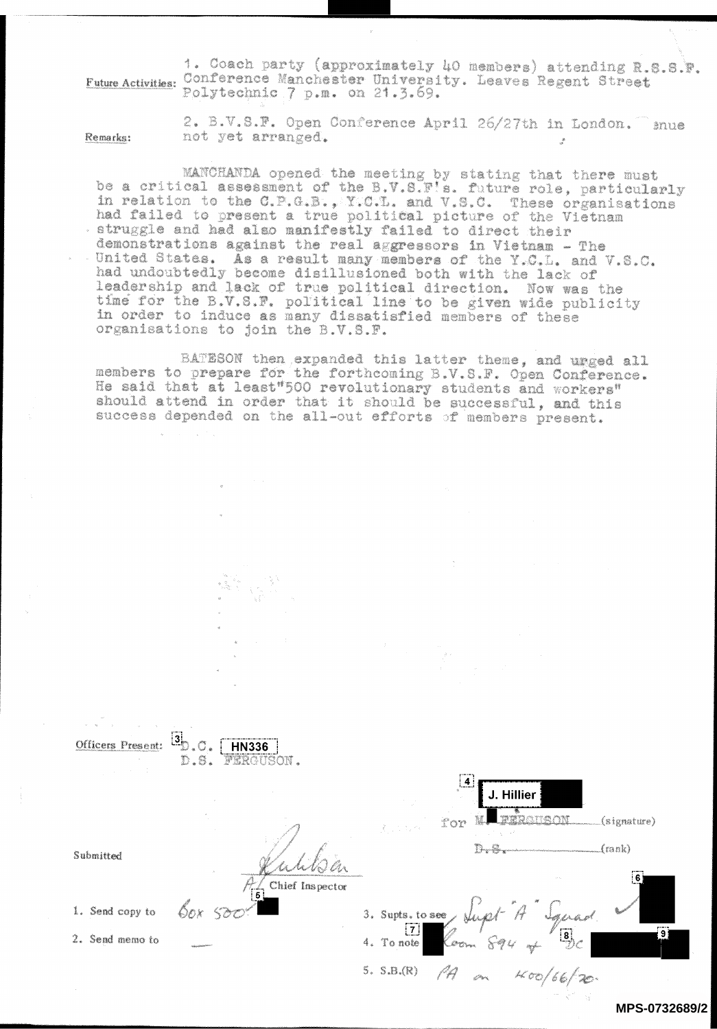**Future Activities:** 1. Coach party (approximately 40 members) attending R.S.S.F. Conference Manchester University. Leaves Regent Street Polytechnic 7 p.m. on 21.3.69.

2. B.V.S.F. Open Conference April 26/27th in London. Venue not yet arranged.

**Remarks:**

MANCHANDA opened the meeting by stating that there must be a critical assessment of the B.V.S.F's. future role, particularly in relation to the C.P.G.B., Y.C.L. and V.S.C. These organisations had failed to present a true political picture of the Vietnam struggle and had also manifestly failed to direct their demonstrations against the real aggressors in Vietnam - The United States. As a result many members of the Y.C.L. and V.S.C. had undoubtedly become disillusioned both with the lack of leadership and lack of true political direction. Now was the time for the B.V.S.F. political line to be given wide publicity in order to induce as many dissatisfied members of these organisations to join the B.V.S.F.

BATESON then expanded this latter theme, and urged all members to prepare for the forthcoming B.V.S.F. Open Conference. He said that at least"500 revolutionary students and workers" should attend in order that it should be successful, and this success depended on the all-out efforts of members present.

Officers Present: [3] D.C. HN336
D.S. FERGUSON.

[4] J. Hillier
for M. FERGUSON (signature)

D.S. (rank)

Submitted

A/ Chief Inspector

1. Send copy to Box 500 [5]

2. Send memo to —

3. Supts. to see Supt "A" Squad [6]

4. To note [7] Room 894 + [8] DC [9]

5. S.B.(R) PA on 400/66/20.